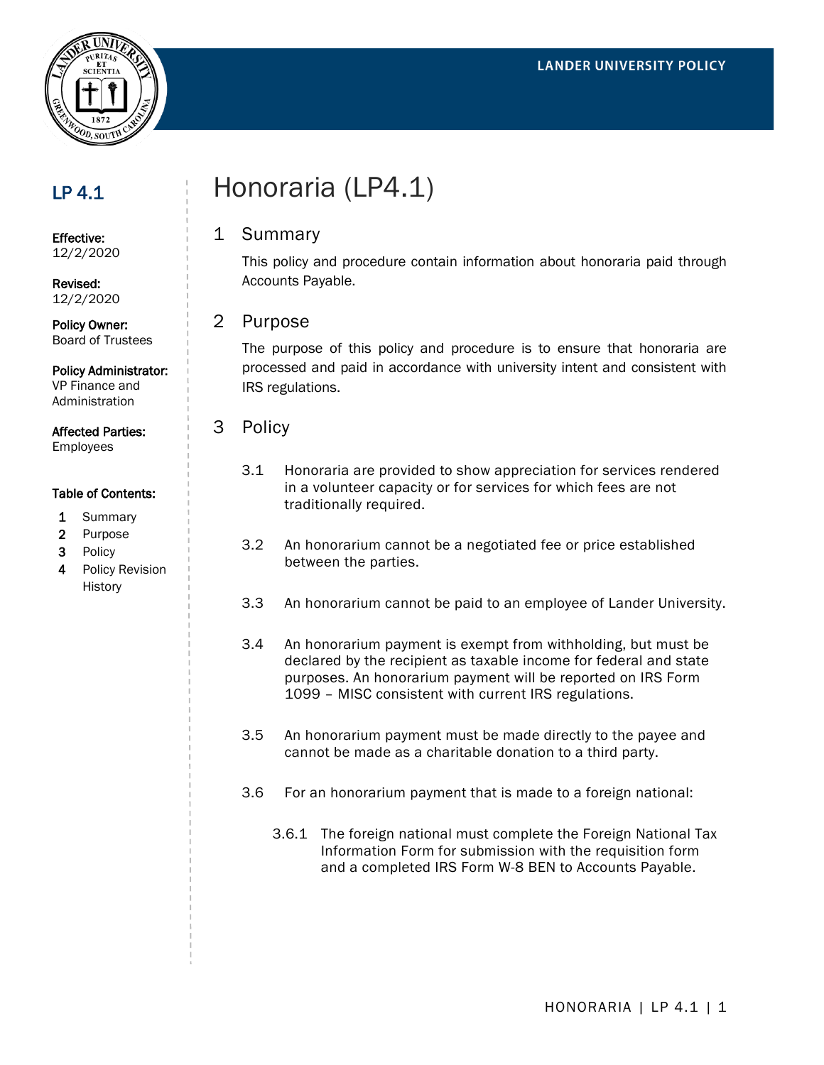LANDER UNIVERSITY POLICY

**LP 4.1**

**Effective:**
12/2/2020

**Revised:**
12/2/2020

**Policy Owner:**
Board of Trustees

**Policy Administrator:**
VP Finance and Administration

**Affected Parties:**
Employees

**Table of Contents:**

1. Summary
2. Purpose
3. Policy
4. Policy Revision History

# Honoraria (LP4.1)

## 1 Summary

This policy and procedure contain information about honoraria paid through Accounts Payable.

## 2 Purpose

The purpose of this policy and procedure is to ensure that honoraria are processed and paid in accordance with university intent and consistent with IRS regulations.

## 3 Policy

3.1 Honoraria are provided to show appreciation for services rendered in a volunteer capacity or for services for which fees are not traditionally required.

3.2 An honorarium cannot be a negotiated fee or price established between the parties.

3.3 An honorarium cannot be paid to an employee of Lander University.

3.4 An honorarium payment is exempt from withholding, but must be declared by the recipient as taxable income for federal and state purposes. An honorarium payment will be reported on IRS Form 1099 – MISC consistent with current IRS regulations.

3.5 An honorarium payment must be made directly to the payee and cannot be made as a charitable donation to a third party.

3.6 For an honorarium payment that is made to a foreign national:

3.6.1 The foreign national must complete the Foreign National Tax Information Form for submission with the requisition form and a completed IRS Form W-8 BEN to Accounts Payable.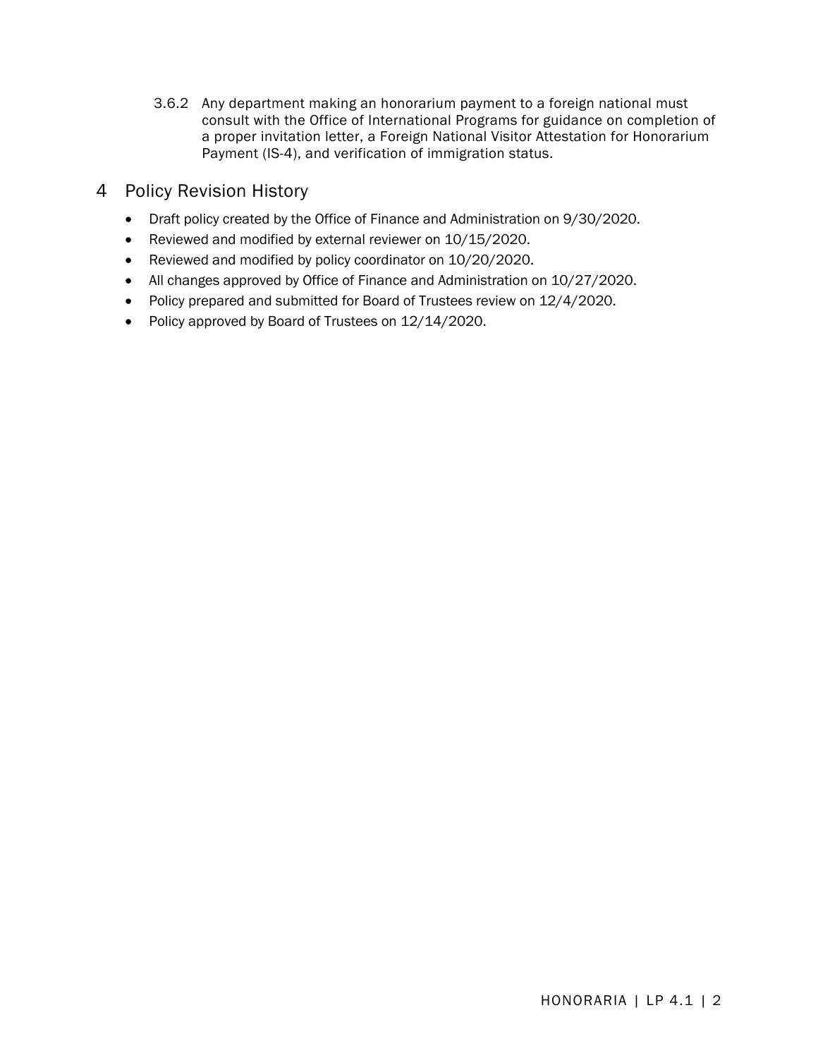3.6.2 Any department making an honorarium payment to a foreign national must consult with the Office of International Programs for guidance on completion of a proper invitation letter, a Foreign National Visitor Attestation for Honorarium Payment (IS-4), and verification of immigration status.

# 4 Policy Revision History

- Draft policy created by the Office of Finance and Administration on 9/30/2020.
- Reviewed and modified by external reviewer on 10/15/2020.
- Reviewed and modified by policy coordinator on 10/20/2020.
- All changes approved by Office of Finance and Administration on 10/27/2020.
- Policy prepared and submitted for Board of Trustees review on 12/4/2020.
- Policy approved by Board of Trustees on 12/14/2020.